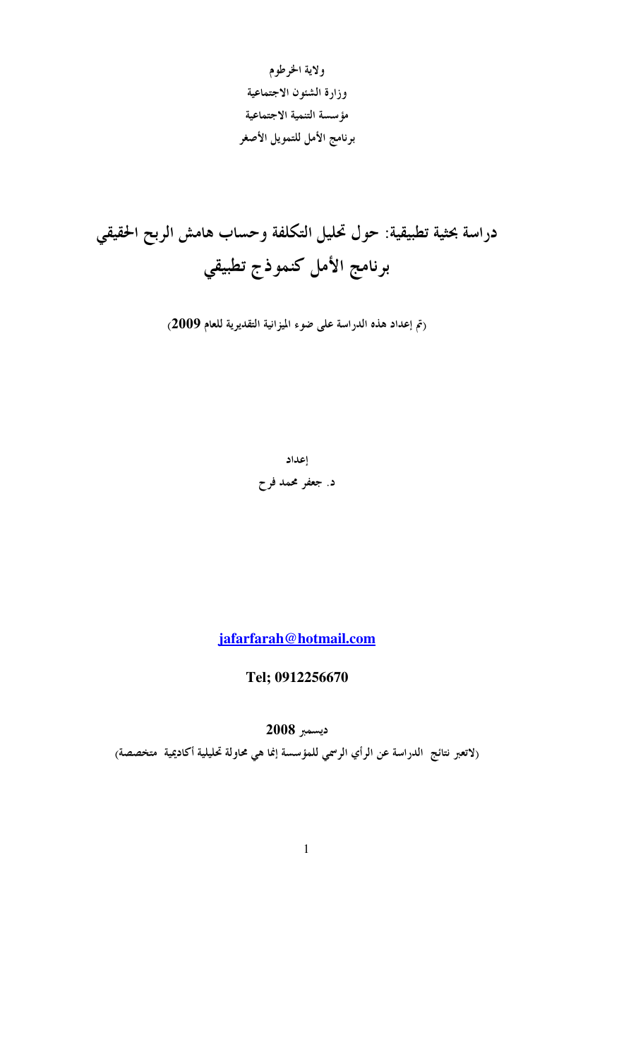ولاية الخرطوم

وزارة الشئون الاجتماعية

مؤسسة التنمية الاجتماعية

برنامج الأمل للتمويل الأصغر

# دراسة بحثية تطبيقية: حول تحليل التكلفة وحساب هامش الربح الحقيقي برنامج الأمل كنموذج تطبيقي

(تم إعداد هذه الدراسة على ضوء الميزانية التقديرية للعام **2009**)

إعداد

د. جعفر محمد فرح

jafarfarah@hotmail.com

**Tel; 0912256670**

ديسمبر **2008**

(لاتعبر نتائج الدراسة عن الرأي الرسمي للمؤسسة إنما هي محاولة تحليلية أكاديمية متخصصة)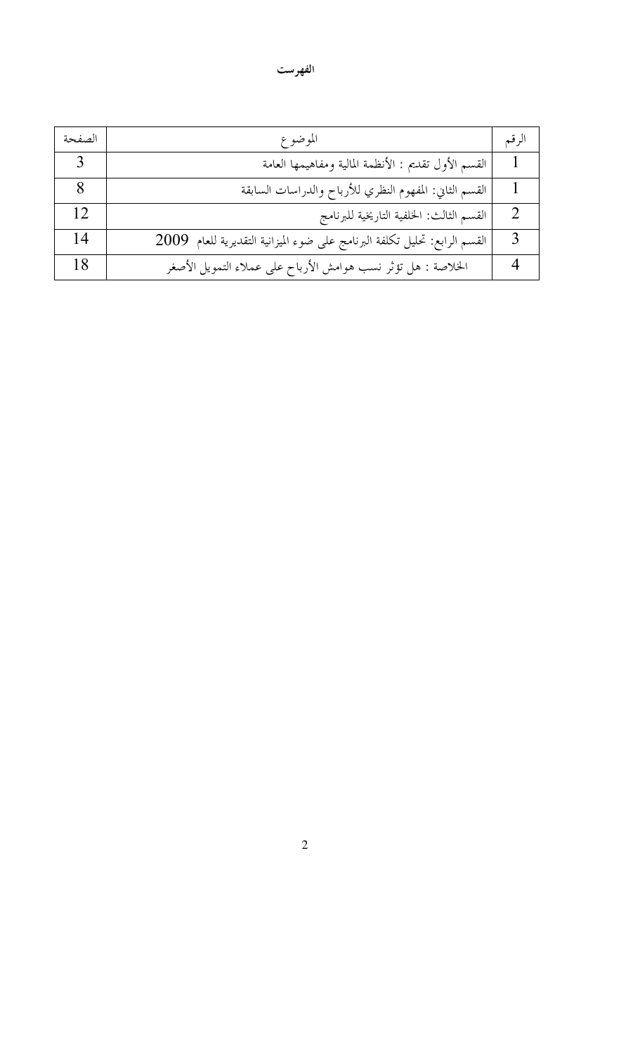**الفهرست**

| الرقم | الموضوع | الصفحة |
| --- | --- | --- |
| 1 | القسم الأول تقديم : الأنظمة المالية ومفاهيمها العامة | 3 |
| 1 | القسم الثاني: المفهوم النظري للأرباح والدراسات السابقة | 8 |
| 2 | القسم الثالث: الخلفية التاريخية للبرنامج | 12 |
| 3 | القسم الرابع: تحليل تكلفة البرنامج على ضوء الميزانية التقديرية للعام 2009 | 14 |
| 4 | الخلاصة : هل تؤثر نسب هوامش الأرباح على عملاء التمويل الأصغر | 18 |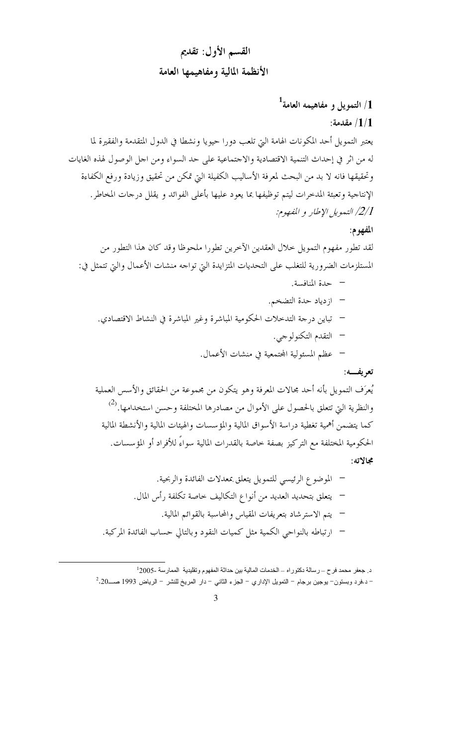# القسم الأول: تقديم

## الأنظمة المالية ومفاهيمها العامة

### 1/ التمويل و مفاهيمه العامة[1]

### 1/1/ مقدمة:

يعتبر التمويل أحد المكونات الهامة التي تلعب دورا حيويا ونشطا في الدول المتقدمة والفقيرة لما له من اثر في إحداث التنمية الاقتصادية والاجتماعية على حد السواء ومن اجل الوصول لهذه الغايات وتحقيقها فانه لا بد من البحث لمعرفة الأساليب الكفيلة التي تمكن من تحقيق وزيادة ورفع الكفاءة الإنتاجية وتعبئة المدخرات ليتم توظيفها بما يعود عليها بأعلى الفوائد و يقلل درجات المخاطر.

*2/1/ التمويل الإطار و المفهوم:*

**المفهوم:**

لقد تطور مفهوم التمويل خلال العقدين الآخرين تطورا ملحوظا وقد كان هذا التطور من المستلزمات الضرورية للتغلب على التحديات المتزايدة التي تواجه منشات الأعمال والتي تتمثل في:

- حدة المنافسة.
- ازدياد حدة التضخم.
- تباين درجة التدخلات الحكومية المباشرة وغير المباشرة في النشاط الاقتصادي.
- التقدم التكنولوجي.
- عظم المسئولية المجتمعية في منشات الأعمال.

**تعريفـــه:**

يُعرَف التمويل بأنه أحد مجالات المعرفة وهو يتكون من مجموعة من الحقائق والأسس العملية والنظرية التي تتعلق بالحصول على الأموال من مصادرها المختلفة وحسن استخدامها.(2)

كما يتضمن أهمية تغطية دراسة الأسواق المالية والمؤسسات والهيئات المالية والأنشطة المالية الحكومية المختلفة مع التركيز بصفة خاصة بالقدرات المالية سواءً للأفراد أو المؤسسات.

**مجالاته:**

- الموضوع الرئيسي للتمويل يتعلق بمعدلات الفائدة والربحية.
- يتعلق بتحديد العديد من أنواع التكاليف خاصة تكلفة رأس المال.
- يتم الاسترشاد بتعريفات المقياس والمحاسبة بالقوائم المالية.
- ارتباطه بالنواحي الكمية مثل كميات النقود وبالتالي حساب الفائدة المركبة.

---

[1] د. جعفر محمد فرح – رسالة دكتوراه – الخدمات المالية بين حداثة المفهوم وتقليدية الممارسة -2005

[2] – د.فرد ويستون– يوجين برجام – التمويل الإداري – الجزء الثاني – دار المريخ للنشر – الرياض 1993 صـــ20.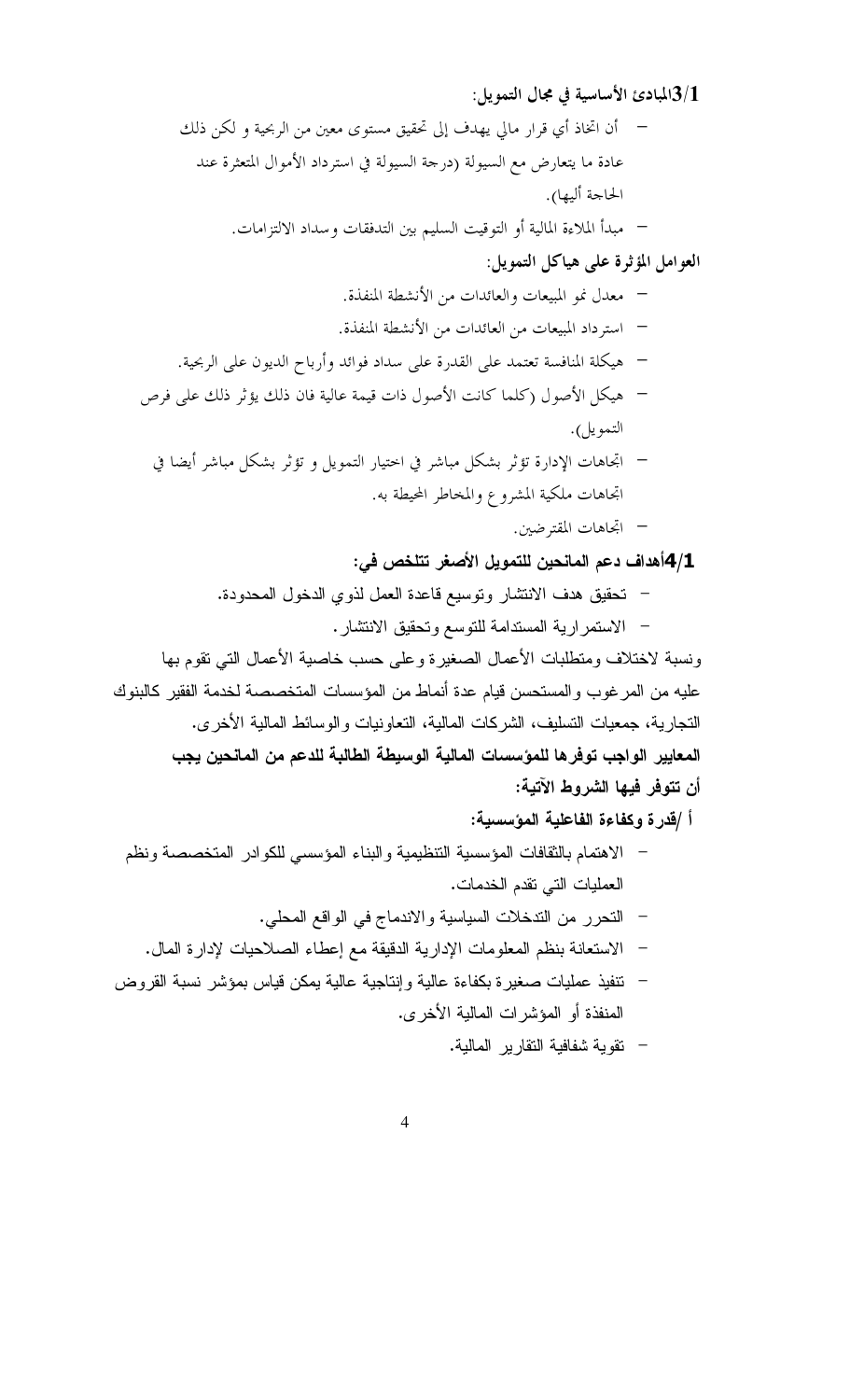**3/1المبادئ الأساسية في مجال التمويل:**

- أن اتخاذ أي قرار مالي يهدف إلى تحقيق مستوى معين من الربحية و لكن ذلك عادة ما يتعارض مع السيولة (درجة السيولة في استرداد الأموال المتعثرة عند الحاجة أليها).
- مبدأ الملاءة المالية أو التوقيت السليم بين التدفقات وسداد الالتزامات.

**العوامل المؤثرة على هياكل التمويل:**

- معدل نمو المبيعات والعائدات من الأنشطة المنفذة.
- استرداد المبيعات من العائدات من الأنشطة المنفذة.
- هيكلة المنافسة تعتمد على القدرة على سداد فوائد وأرباح الديون على الربحية.
- هيكل الأصول (كلما كانت الأصول ذات قيمة عالية فان ذلك يؤثر ذلك على فرص التمويل).
- اتجاهات الإدارة تؤثر بشكل مباشر في اختيار التمويل و تؤثر بشكل مباشر أيضا في اتجاهات ملكية المشروع والمخاطر المحيطة به.
- اتجاهات المقترضين.

**4/1أهداف دعم المانحين للتمويل الأصغر تتلخص في:**

- تحقيق هدف الانتشار وتوسيع قاعدة العمل لذوي الدخول المحدودة.
- الاستمرارية المستدامة للتوسع وتحقيق الانتشار.

ونسبة لاختلاف ومتطلبات الأعمال الصغيرة وعلى حسب خاصية الأعمال التي تقوم بها عليه من المرغوب والمستحسن قيام عدة أنماط من المؤسسات المتخصصة لخدمة الفقير كالبنوك التجارية، جمعيات التسليف، الشركات المالية، التعاونيات والوسائط المالية الأخرى.

**المعايير الواجب توفرها للمؤسسات المالية الوسيطة الطالبة للدعم من المانحين يجب أن تتوفر فيها الشروط الآتية:**

**أ /قدرة وكفاءة الفاعلية المؤسسية:**

- الاهتمام بالثقافات المؤسسية التنظيمية والبناء المؤسسي للكوادر المتخصصة ونظم العمليات التي تقدم الخدمات.
- التحرر من التدخلات السياسية والاندماج في الواقع المحلي.
- الاستعانة بنظم المعلومات الإدارية الدقيقة مع إعطاء الصلاحيات لإدارة المال.
- تنفيذ عمليات صغيرة بكفاءة عالية وإنتاجية عالية يمكن قياس بمؤشر نسبة القروض المنفذة أو المؤشرات المالية الأخرى.
- تقوية شفافية التقارير المالية.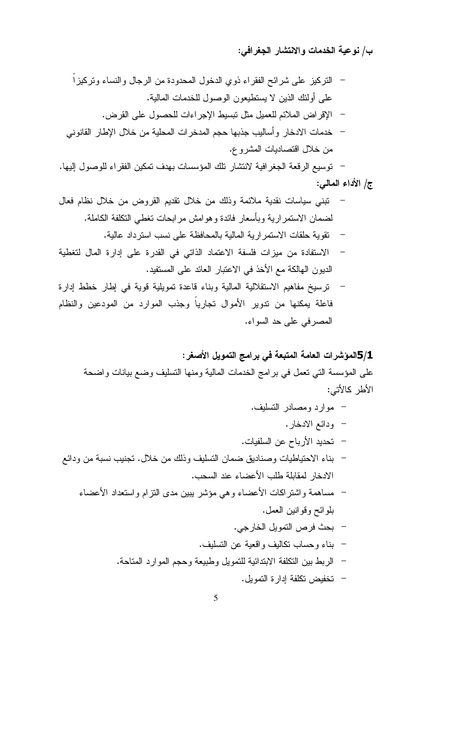**ب/ نوعية الخدمات والانتشار الجغرافي:**

- التركيز على شرائح الفقراء ذوي الدخول المحدودة من الرجال والنساء وتركيزاً على أولئك الذين لا يستطيعون الوصول للخدمات المالية.
- الإقراض الملائم للعميل مثل تبسيط الإجراءات للحصول على القرض.
- خدمات الادخار وأساليب جذبها حجم المدخرات المحلية من خلال الإطار القانوني من خلال اقتصاديات المشروع.
- توسيع الرقعة الجغرافية لانتشار تلك المؤسسات بهدف تمكين الفقراء للوصول إليها.

**ج/ الأداء المالي:**

- تبني سياسات نقدية ملائمة وذلك من خلال تقديم القروض من خلال نظام فعال لضمان الاستمرارية وبأسعار فائدة وهوامش مرابحات تغطي التكلفة الكاملة.
- تقوية حلقات الاستمرارية المالية بالمحافظة على نسب استرداد عالية.
- الاستفادة من ميزات فلسفة الاعتماد الذاتي في القدرة على إدارة المال لتغطية الديون الهالكة مع الأخذ في الاعتبار العائد على المستفيد.
- ترسيخ مفاهيم الاستقلالية المالية وبناء قاعدة تمويلية قوية في إطار خطط إدارة فاعلة يمكنها من تدوير الأموال تجارياً وجذب الموارد من المودعين والنظام المصرفي على حد السواء.

**5/1المؤشرات العامة المتبعة في برامج التمويل الأصغر:**

على المؤسسة التي تعمل في برامج الخدمات المالية ومنها التسليف وضع بيانات واضحة الأطر كالأتي:

- موارد ومصادر التسليف.
- ودائع الادخار.
- تحديد الأرباح عن السلفيات.
- بناء الاحتياطيات وصناديق ضمان التسليف وذلك من خلال. تجنيب نسبة من ودائع الادخار لمقابلة طلب الأعضاء عند السحب.
- مساهمة واشتراكات الأعضاء وهي مؤشر يبين مدى التزام واستعداد الأعضاء بلوائح وقوانين العمل.
- بحث فرص التمويل الخارجي.
- بناء وحساب تكاليف واقعية عن التسليف.
- الربط بين التكلفة الابتدائية للتمويل وطبيعة وحجم الموارد المتاحة.
- تخفيض تكلفة إدارة التمويل.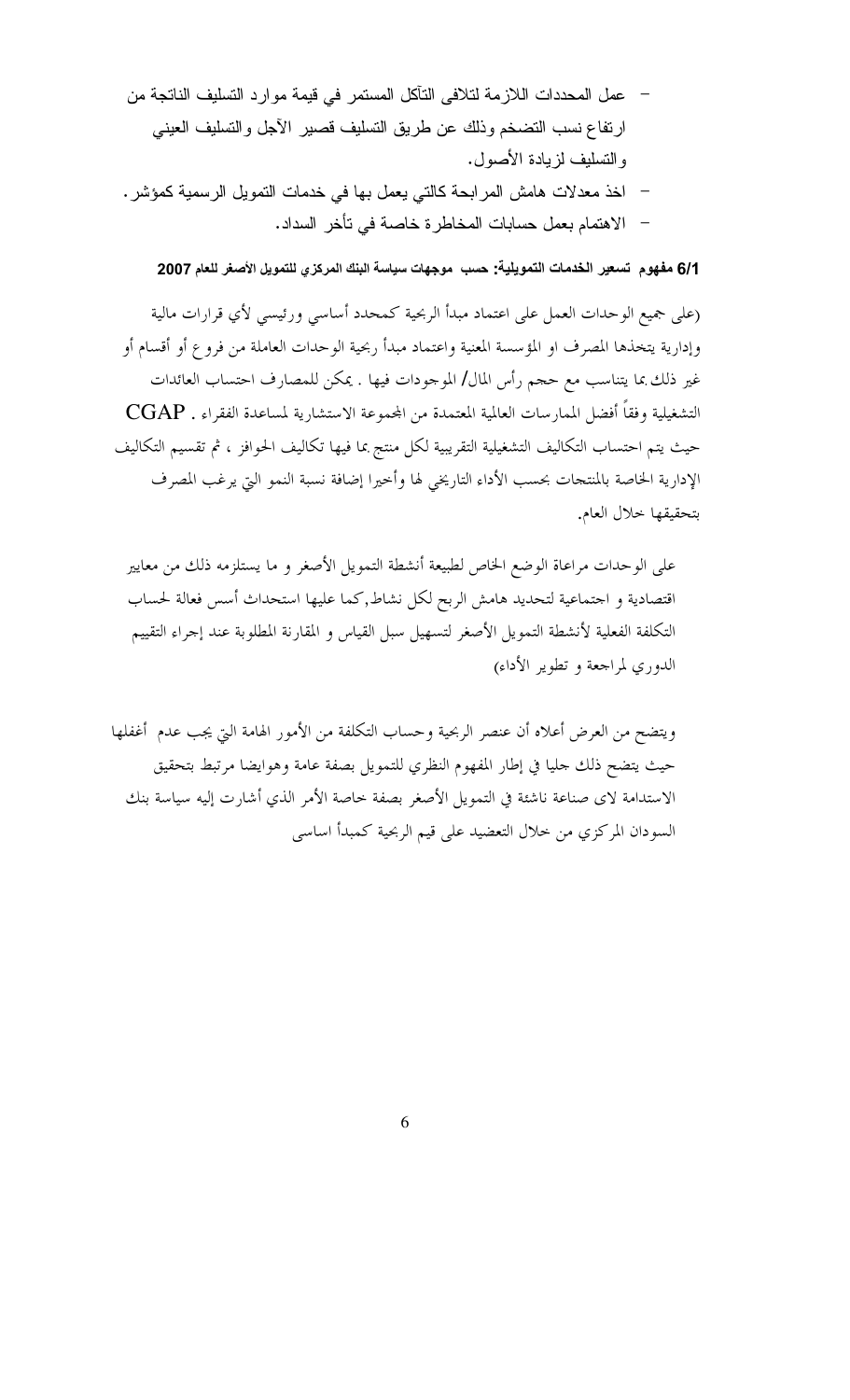- عمل المحددات اللازمة لتلافى التآكل المستمر في قيمة موارد التسليف الناتجة من ارتفاع نسب التضخم وذلك عن طريق التسليف قصير الآجل والتسليف العيني والتسليف لزيادة الأصول.
- اخذ معدلات هامش المرابحة كالتي يعمل بها في خدمات التمويل الرسمية كمؤشر.
- الاهتمام بعمل حسابات المخاطرة خاصة في تأخر السداد.

**6/1 مفهوم تسعير الخدمات التمويلية: حسب موجهات سياسة البنك المركزي للتمويل الأصغر للعام 2007**

(على جميع الوحدات العمل على اعتماد مبدأ الربحية كمحدد أساسي ورئيسي لأي قرارات مالية وإدارية يتخذها المصرف او المؤسسة المعنية واعتماد مبدأ ربحية الوحدات العاملة من فروع أو أقسام أو غير ذلك بما يتناسب مع حجم رأس المال/ الموجودات فيها . يمكن للمصارف احتساب العائدات التشغيلية وفقاً أفضل الممارسات العالمية المعتمدة من المجموعة الاستشارية لمساعدة الفقراء . CGAP حيث يتم احتساب التكاليف التشغيلية التقريبية لكل منتج بما فيها تكاليف الحوافز ، ثم تقسيم التكاليف الإدارية الخاصة بالمنتجات بحسب الأداء التاريخي لها وأخيرا إضافة نسبة النمو التي يرغب المصرف بتحقيقها خلال العام.

على الوحدات مراعاة الوضع الخاص لطبيعة أنشطة التمويل الأصغر و ما يستلزمه ذلك من معايير اقتصادية و اجتماعية لتحديد هامش الربح لكل نشاط,كما عليها استحداث أسس فعالة لحساب التكلفة الفعلية لأنشطة التمويل الأصغر لتسهيل سبل القياس و المقارنة المطلوبة عند إجراء التقييم الدوري لمراجعة و تطوير الأداء)

ويتضح من العرض أعلاه أن عنصر الربحية وحساب التكلفة من الأمور الهامة التي يجب عدم أغفلها حيث يتضح ذلك جليا في إطار المفهوم النظري للتمويل بصفة عامة وهوايضا مرتبط بتحقيق الاستدامة لاى صناعة ناشئة في التمويل الأصغر بصفة خاصة الأمر الذي أشارت إليه سياسة بنك السودان المركزي من خلال التعضيد على قيم الربحية كمبدأ اساسى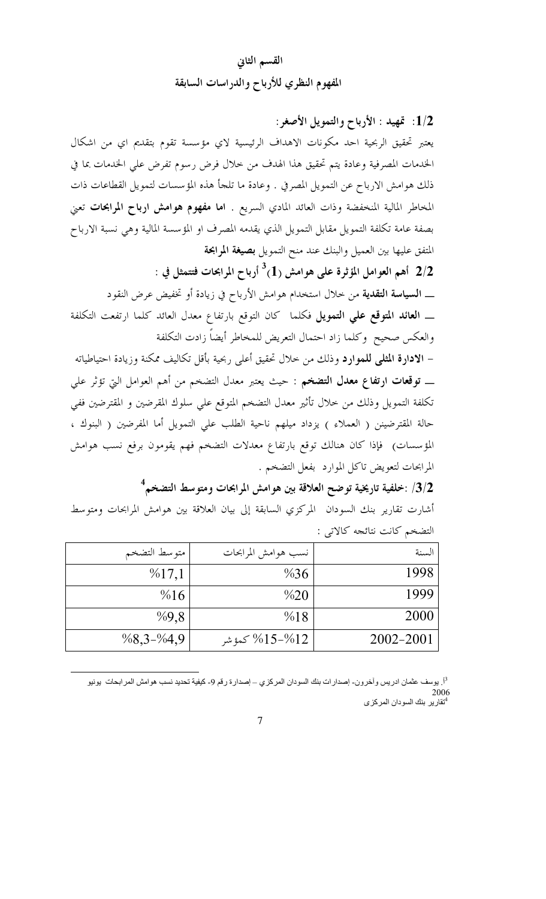# القسم الثاني
## المفهوم النظري للأرباح والدراسات السابقة

### 1/2: تمهيد : الأرباح والتمويل الأصغر:

يعتبر تحقيق الربحية احد مكونات الاهداف الرئيسية لاي مؤسسة تقوم بتقديم اي من اشكال الخدمات المصرفية وعادة يتم تحقيق هذا الهدف من خلال فرض رسوم تفرض علي الخدمات بما في ذلك هوامش الارباح عن التمويل المصرفي . وعادة ما تلجأ هذه المؤسسات لتمويل القطاعات ذات المخاطر المالية المنخفضة وذات العائد المادي السريع . **اما مفهوم هوامش ارباح المرابحات** تعني بصفة عامة تكلفة التمويل مقابل التمويل الذي يقدمه المصرف او المؤسسة المالية وهي نسبة الارباح المتفق عليها بين العميل والبنك عند منح التمويل **بصيغة المرابحة**

### 2/2 أهم العوامل المؤثرة على هوامش (1)[3] أرباح المرابحات فتتمثل في :

ــ **السياسة النقدية** من خلال استخدام هوامش الأرباح في زيادة أو تخفيض عرض النقود

ــ **العائد المتوقع علي التمويل** فكلما كان التوقع بارتفاع معدل العائد كلما ارتفعت التكلفة والعكس صحيح وكلما زاد احتمال التعريض للمخاطر أيضاً زادت التكلفة

- **الادارة المثلى للموارد** وذلك من خلال تحقيق أعلى ربحية بأقل تكاليف ممكنة وزيادة احتياطياته

ــ **توقعات ارتفاع معدل التضخم** : حيث يعتبر معدل التضخم من أهم العوامل التي تؤثر علي تكلفة التمويل وذلك من خلال تأثير معدل التضخم المتوقع علي سلوك المقرضين و المقترضين ففي حالة المقترضين ( العملاء ) يزداد ميلهم ناحية الطلب علي التمويل أما المقرضين ( البنوك ، المؤسسات) فإذا كان هنالك توقع بارتفاع معدلات التضخم فهم يقومون برفع نسب هوامش المرابحات لتعويض تآكل الموارد بفعل التضخم .

### 3/2/ :خلفية تاريخية توضح العلاقة بين هوامش المرابحات ومتوسط التضخم[4]

أشارت تقارير بنك السودان المركزي السابقة إلى بيان العلاقة بين هوامش المرابحات ومتوسط التضخم كانت نتائجه كالاتي :

| السنة | نسب هوامش المرابحات | متوسط التضخم |
|---|---|---|
| 1998 | %36 | %17,1 |
| 1999 | %20 | %16 |
| 2000 | %18 | %9,8 |
| 2002-2001 | %12-%15 كمؤشر | %8,3-%4,9 |

[3]. يوسف عثمان ادريس وآخرون- إصدارات بنك السودان المركزي – إصدارة رقم 9- كيفية تحديد نسب هوامش المرابحات يونيو 2006

[4] تقارير بنك السودان المركزى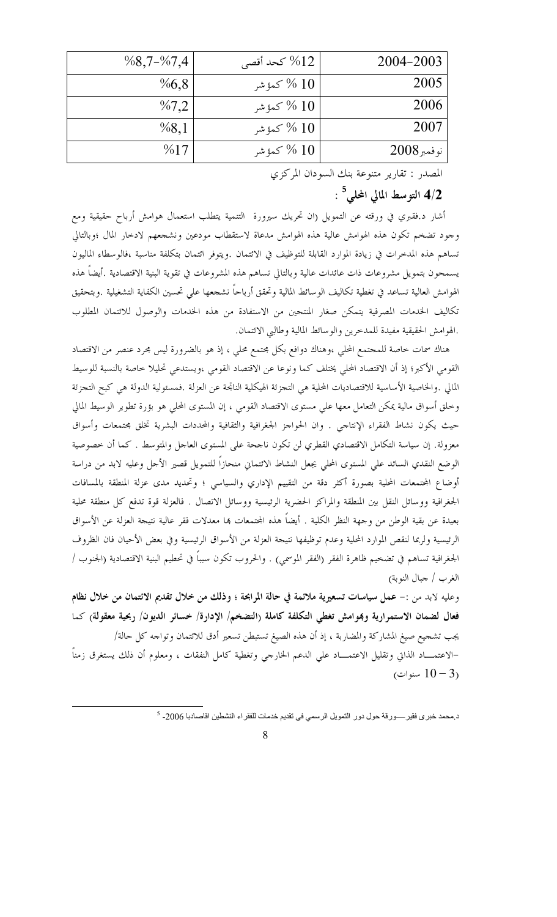| 2004-2003 | 12% كحد أقصى | %8,7-%7,4 |
|---|---|---|
| 2005 | 10 % كمؤشر | %6,8 |
| 2006 | 10 % كمؤشر | %7,2 |
| 2007 | 10 % كمؤشر | %8,1 |
| نوفمبر2008 | 10 % كمؤشر | %17 |

المصدر : تقارير متنوعة بنك السودان المركزي

## 4/2 التوسط المالي المحلي[5] :

أشار د.فقيري في ورقته عن التمويل (ان تحريك سيرورة التنمية يتطلب استعمال هوامش أرباح حقيقية ومع وجود تضخم تكون هذه الهوامش عالية هذه الهوامش مدعاة لاستقطاب مودعين ونشجعهم لادخار المال ؛وبالتالي تساهم هذه المدخرات في زيادة الموارد القابلة للتوظيف في الائتمان .ويتوفر ائتمان بتكلفة مناسبة ،فالوسطاء الماليون يسمحون بتمويل مشروعات ذات عائدات عالية وبالتالي تساهم هذه المشروعات في تقوية البنية الاقتصادية .أيضاً هذه الهوامش العالية تساعد في تغطية تكاليف الوسائط المالية وتحقق أرباحاً نشجعها علي تحسين الكفاية التشغيلية .وبتحقيق تكاليف الخدمات المصرفية يتمكن صغار المنتجين من الاستفادة من هذه الخدمات والوصول للائتمان المطلوب .الهوامش الحقيقية مفيدة للمدخرين والوسائط المالية وطالبي الائتمان.

هناك سمات خاصة للمجتمع المحلي ،وهناك دوافع بكل مجتمع محلي ، إذ هو بالضرورة ليس مجرد عنصر من الاقتصاد القومي الأكبر؛ إذ أن الاقتصاد المحلي يختلف كما ونوعا عن الاقتصاد القومي ،ويستدعي تحليلا خاصة بالنسبة للوسيط المالي .والخاصية الأساسية للاقتصاديات المحلية هي التجزئة الهيكلية الناتجة عن العزلة .فمسئولية الدولة هي كبح التجزئة وخلق أسواق مالية يمكن التعامل معها علي مستوى الاقتصاد القومي ، إن المستوى المحلي هو بؤرة تطوير الوسيط المالي حيث يكون نشاط الفقراء الإنتاجي . وان الحواجز الجغرافية والثقافية والمحددات البشرية تخلق مجتمعات وأسواق معزولة. إن سياسة التكامل الاقتصادي القطري لن تكون ناجحة على المستوى العاجل والمتوسط . كما أن خصوصية الوضع النقدي السائد علي المستوى المحلي يجعل النشاط الائتماني منحازاً للتمويل قصير الأجل وعليه لابد من دراسة أوضاع المجتمعات المحلية بصورة أكثر دقة من التقييم الإداري والسياسي ؛ وتحديد مدى عزلة المنطقة بالمسافات الجغرافية ووسائل النقل بين المنطقة والمراكز الحضرية الرئيسية ووسائل الاتصال . فالعزلة قوة تدفع كل منطقة محلية بعيدة عن بقية الوطن من وجهة النظر الكلية . أيضاً هذه المجتمعات بها معدلات فقر عالية نتيجة العزلة عن الأسواق الرئيسية ولربما لنقص الموارد المحلية وعدم توظيفها نتيجة العزلة من الأسواق الرئيسية وفي بعض الأحيان فان الظروف الجغرافية تساهم في تضخيم ظاهرة الفقر (الفقر الموسمي) . والحروب تكون سبباً في تحطيم البنية الاقتصادية (الجنوب / الغرب / جبال النوبة)

وعليه لابد من :- **عمل سياسات تسعيرية ملائمة في حالة المرابحة ؛ وذلك من خلال تقديم الائتمان من خلال نظام فعال لضمان الاستمرارية وبهوامش تغطي التكلفة كاملة (التضخم/ الإدارة/ خسائر الديون/ ربحية معقولة)** كما يجب تشجيع صيغ المشاركة والمضاربة ، إذ أن هذه الصيغ تستبطن تسعير أدق للائتمان وتواجه كل حالة/

-الاعتمـــاد الذاتي وتقليل الاعتمـــاد علي الدعم الخارجي وتغطية كامل النفقات ، ومعلوم أن ذلك يستغرق زمناً (3 – 10 سنوات)

---

[5] د.محمد خبري فقير ـــورقة حول دور التمويل الرسمي فى تقديم خدمات للفقراء النشطين اقاصاديا 2006-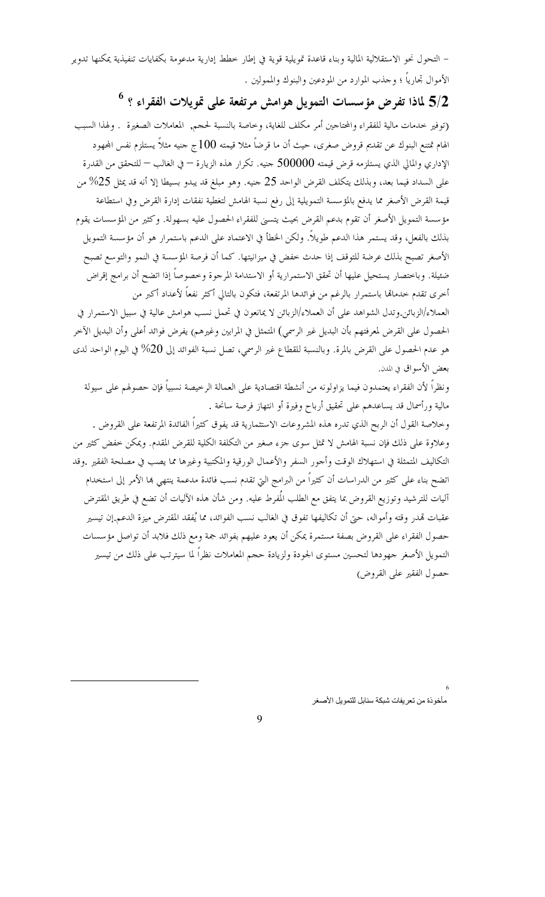– التحول نحو الاستقلالية المالية وبناء قاعدة تمويلية قوية في إطار خطط إدارية مدعومة بكفايات تنفيذية يمكنها تدوير الأموال تجارياً ؛ وجذب الموارد من المودعين والبنوك والممولين .

## 5/2 لماذا تفرض مؤسسات التمويل هوامش مرتفعة على تمويلات الفقراء ؟ [6]

(توفير خدمات مالية للفقراء والمحتاجين أمر مكلف للغاية، وخاصة بالنسبة لحجم, المعاملات الصغيرة . ولهذا السبب الهام تمتنع البنوك عن تقديم قروض صغرى، حيث أن ما قرضاً مثلا قيمته 100ج جنيه مثلاً يستلزم نفس المجهود الإداري والمالي الذي يستلزمه قرض قيمته 500000 جنيه. تكرار هذه الزيارة – في الغالب – للتحقق من القدرة على السداد فيما بعد، وبذلك يتكلف القرض الواحد 25 جنيه. وهو مبلغ قد يبدو بسيطا إلا أنه قد يمثل 25% من قيمة القرض الأصغر مما يدفع بالمؤسسة التمويلية إلى رفع نسبة الهامش لتغطية نفقات إدارة القرض وفي استطاعة مؤسسة التمويل الأصغر أن تقوم بدعم القرض بحيث يتسنى للفقراء الحصول عليه بسهولة. وكثير من المؤسسات يقوم بذلك بالفعل، وقد يستمر هذا الدعم طويلاً. ولكن الخطأ في الاعتماد على الدعم باستمرار هو أن مؤسسة التمويل الأصغر تصبح بذلك عرضة للتوقف إذا حدث خفض في ميزانيتها. كما أن فرصة المؤسسة في النمو والتوسع تصبح ضئيلة. وباختصار يستحيل عليها أن تحقق الاستمرارية أو الاستدامة المرجوة وخصوصاً إذا اتضح أن برامج إقراض أخرى تقدم خدماتها باستمرار بالرغم من فوائدها المرتفعة، فتكون بالتالي أكثر نفعاً لأعداد أكبر من العملاء/الزبائن.وتدل الشواهد على أن العملاء/الزبائن لا يمانعون في تحمل نسب هوامش عالية في سبيل الاستمرار في الحصول على القرض لمعرفتهم بأن البديل غير الرسمي) المتمثل في المرابين وغيرهم) يفرض فوائد أعلى وأن البديل الآخر هو عدم الحصول على القرض بالمرة. وبالنسبة للقطاع غير الرسمي، تصل نسبة الفوائد إلى 20% في اليوم الواحد لدى بعض الأسواق في المدن.

ونظراً لأن الفقراء يعتمدون فيما يزاولونه من أنشطة اقتصادية على العمالة الرخيصة نسبياً فإن حصولهم على سيولة مالية ورأسمال قد يساعدهم على تحقيق أرباح وفيرة أو انتهاز فرصة سانحة .

وخلاصة القول أن الربح الذي تدره هذه المشروعات الاستثمارية قد يفوق كثيراً الفائدة المرتفعة على القروض . وعلاوة على ذلك فإن نسبة الهامش لا تمثل سوى جزء صغير من التكلفة الكلية للقرض المقدم. ويمكن خفض كثير من التكاليف المتمثلة في استهلاك الوقت وأجور السفر والأعمال الورقية والمكتبية وغيرها مما يصب في مصلحة الفقير .وقد اتضح بناء على كثير من الدراسات أن كثيراً من البرامج التي تقدم نسب فائدة مدعمة ينتهي بها الأمر إلى استخدام آليات للترشيد وتوزيع القروض بما يتفق مع الطلب المُفرط عليه. ومن شأن هذه الآليات أن تضع في طريق المقترض عقبات تهدر وقته وأمواله، حتى أن تكاليفها تفوق في الغالب نسب الفوائد، مما يُفقد المقترض ميزة الدعم.إن تيسير حصول الفقراء على القروض بصفة مستمرة يمكن أن يعود عليهم بفوائد جمة ومع ذلك فلابد أن تواصل مؤسسات التمويل الأصغر جهودها لتحسين مستوى الجودة ولزيادة حجم المعاملات نظراً لما سيترتب على ذلك من تيسير حصول الفقير على القروض)

---

[6] مأخوذة من تعريفات شبكة سنابل للتمويل الأصغر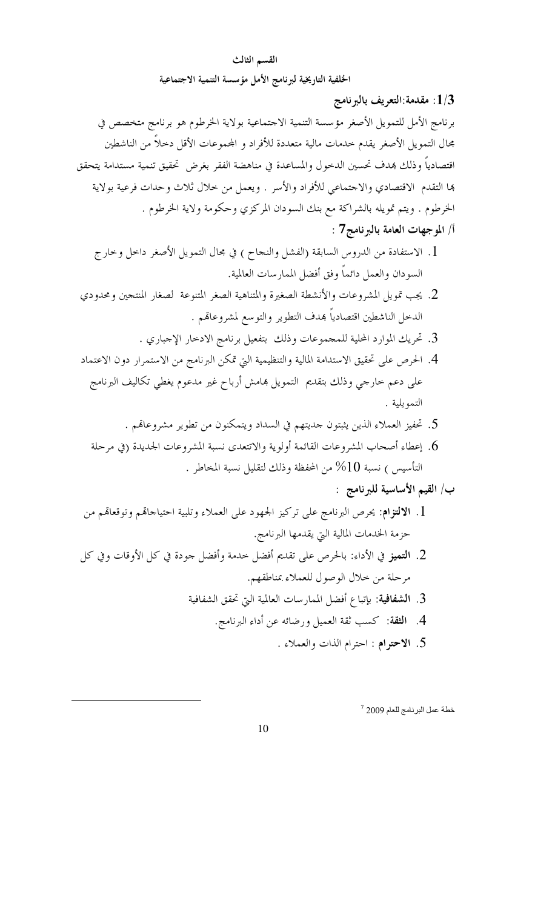## القسم الثالث

## الخلفية التاريخية لبرنامج الأمل مؤسسة التنمية الاجتماعية

### 1/3: مقدمة:التعريف بالبرنامج

برنامج الأمل للتمويل الأصغر مؤسسة التنمية الاجتماعية بولاية الخرطوم هو برنامج متخصص في مجال التمويل الأصغر يقدم خدمات مالية متعددة للأفراد و المجموعات الأقل دخلاً من الناشطين اقتصادياً وذلك بهدف تحسين الدخول والمساعدة في مناهضة الفقر بغرض تحقيق تنمية مستدامة يتحقق بها التقدم الاقتصادي والاجتماعي للأفراد والأسر . ويعمل من خلال ثلاث وحدات فرعية بولاية الخرطوم . ويتم تمويله بالشراكة مع بنك السودان المركزي وحكومة ولاية الخرطوم .

**أ/ الموجهات العامة بالبرنامج**[7] :

1. الاستفادة من الدروس السابقة (الفشل والنجاح ) في مجال التمويل الأصغر داخل وخارج السودان والعمل دائماً وفق أفضل الممارسات العالمية.
2. يجب تمويل المشروعات والأنشطة الصغيرة والمتناهية الصغر المتنوعة لصغار المنتجين ومحدودي الدخل الناشطين اقتصادياً بهدف التطوير والتوسع لمشروعاتهم .
3. تحريك الموارد المحلية للمجموعات وذلك بتفعيل برنامج الادخار الإجباري .
4. الحرص على تحقيق الاستدامة المالية والتنظيمية التي تمكن البرنامج من الاستمرار دون الاعتماد على دعم خارجي وذلك بتقديم التمويل بهامش أرباح غير مدعوم يغطي تكاليف البرنامج التمويلية .
5. تحفيز العملاء الذين يثبتون جديتهم في السداد ويتمكنون من تطوير مشروعاتهم .
6. إعطاء أصحاب المشروعات القائمة أولوية والاتتعدى نسبة المشروعات الجديدة (في مرحلة التأسيس ) نسبة 10% من المحفظة وذلك لتقليل نسبة المخاطر .

**ب/ القيم الأساسية للبرنامج :**

1. **الالتزام:** يحرص البرنامج على تركيز الجهود على العملاء وتلبية احتياجاتهم وتوقعاتهم من حزمة الخدمات المالية التي يقدمها البرنامج.
2. **التميز** في الأداء: بالحرص على تقديم أفضل خدمة وأفضل جودة في كل الأوقات وفي كل مرحلة من خلال الوصول للعملاء بمناطقهم.
3. **الشفافية:** بإتباع أفضل الممارسات العالمية التي تحقق الشفافية
4. **الثقة:** كسب ثقة العميل ورضائه عن أداء البرنامج.
5. **الاحترام** : احترام الذات والعملاء .

---

[7] خطة عمل البرنامج للعام 2009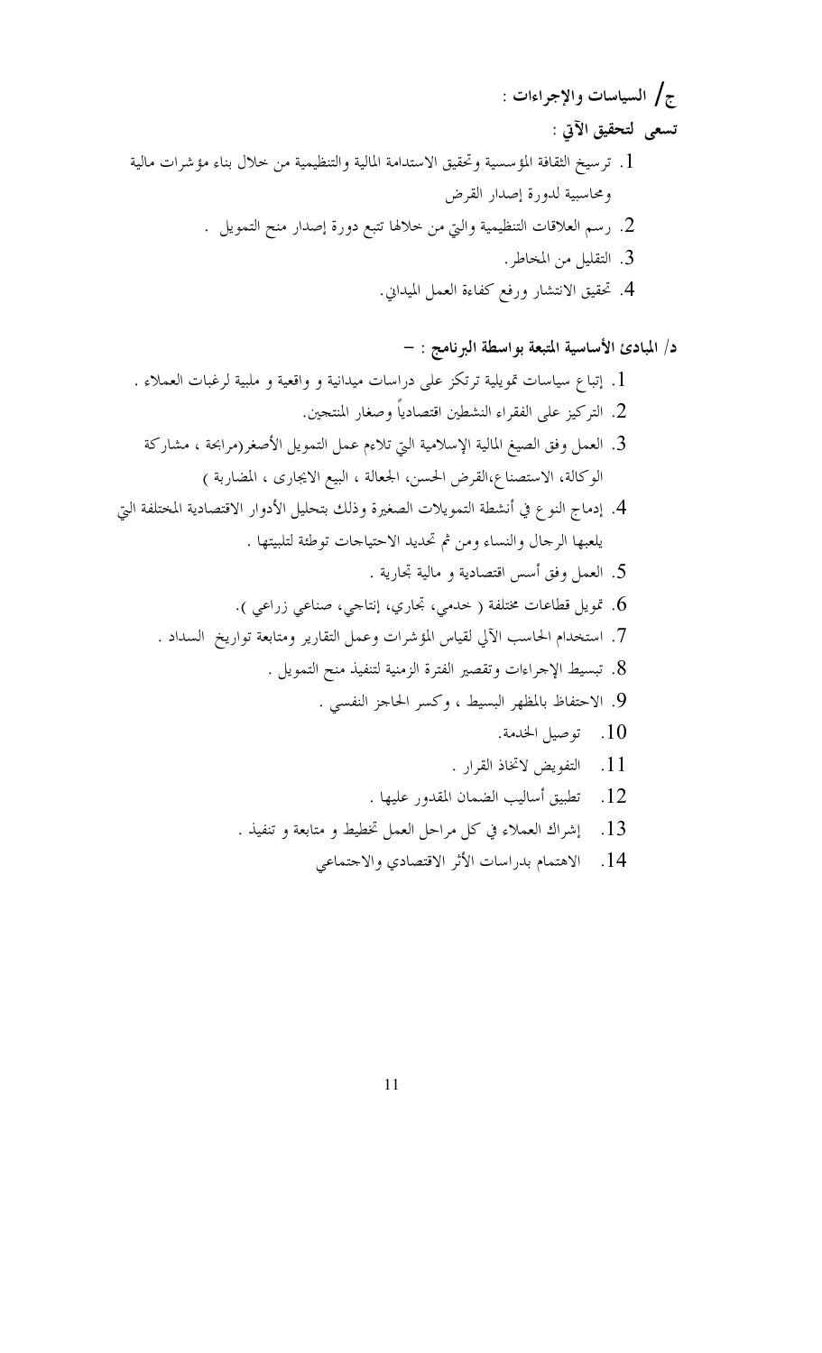### ج/ السياسات والإجراءات :

**تسعى لتحقيق الآتي :**

1. ترسيخ الثقافة المؤسسية وتحقيق الاستدامة المالية والتنظيمية من خلال بناء مؤشرات مالية ومحاسبية لدورة إصدار القرض
2. رسم العلاقات التنظيمية والتي من خلالها تتبع دورة إصدار منح التمويل .
3. التقليل من المخاطر.
4. تحقيق الانتشار ورفع كفاءة العمل الميداني.

### د/ المبادئ الأساسية المتبعة بواسطة البرنامج : –

1. إتباع سياسات تمويلية ترتكز على دراسات ميدانية و واقعية و ملبية لرغبات العملاء .
2. التركيز على الفقراء النشطين اقتصادياً وصغار المنتجين.
3. العمل وفق الصيغ المالية الإسلامية التي تلاءم عمل التمويل الأصغر(مرابحة ، مشاركة الوكالة، الاستصناع،القرض الحسن، الجعالة ، البيع الايجارى ، المضاربة )
4. إدماج النوع في أنشطة التمويلات الصغيرة وذلك بتحليل الأدوار الاقتصادية المختلفة التي يلعبها الرجال والنساء ومن ثم تحديد الاحتياجات توطئة لتلبيتها .
5. العمل وفق أسس اقتصادية و مالية تجارية .
6. تمويل قطاعات مختلفة ( خدمي، تجاري، إنتاجي، صناعي زراعي ).
7. استخدام الحاسب الآلي لقياس المؤشرات وعمل التقارير ومتابعة تواريخ السداد .
8. تبسيط الإجراءات وتقصير الفترة الزمنية لتنفيذ منح التمويل .
9. الاحتفاظ بالمظهر البسيط ، وكسر الحاجز النفسي .
10. توصيل الخدمة.
11. التفويض لاتخاذ القرار .
12. تطبيق أساليب الضمان المقدور عليها .
13. إشراك العملاء في كل مراحل العمل تخطيط و متابعة و تنفيذ .
14. الاهتمام بدراسات الأثر الاقتصادي والاجتماعي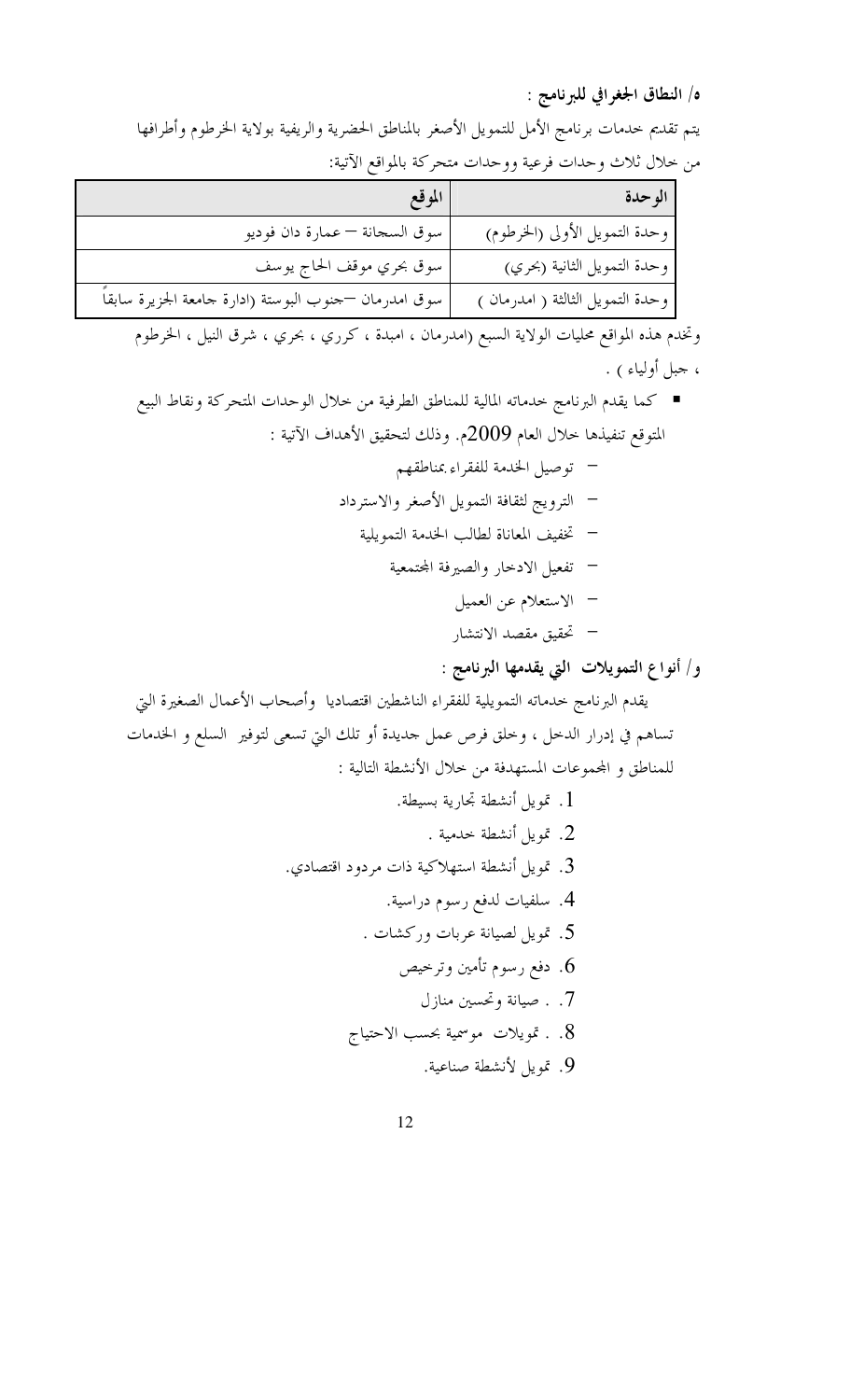### ه/ النطاق الجغرافي للبرنامج :

يتم تقديم خدمات برنامج الأمل للتمويل الأصغر بالمناطق الحضرية والريفية بولاية الخرطوم وأطرافها من خلال ثلاث وحدات فرعية ووحدات متحركة بالمواقع الآتية:

| الوحدة | الموقع |
|---|---|
| وحدة التمويل الأولى (الخرطوم) | سوق السجانة – عمارة دان فوديو |
| وحدة التمويل الثانية (بحري) | سوق بحري موقف الحاج يوسف |
| وحدة التمويل الثالثة ( امدرمان ) | سوق امدرمان –جنوب البوستة (ادارة جامعة الجزيرة سابقاً |

وتخدم هذه المواقع محليات الولاية السبع (امدرمان ، امبدة ، كرري ، بحري ، شرق النيل ، الخرطوم ، جبل أولياء ) .

- كما يقدم البرنامج خدماته المالية للمناطق الطرفية من خلال الوحدات المتحركة ونقاط البيع المتوقع تنفيذها خلال العام 2009م. وذلك لتحقيق الأهداف الآتية :
  - توصيل الخدمة للفقراء بمناطقهم
  - الترويج لثقافة التمويل الأصغر والاسترداد
  - تخفيف المعاناة لطالب الخدمة التمويلية
  - تفعيل الادخار والصيرفة المجتمعية
  - الاستعلام عن العميل
  - تحقيق مقصد الانتشار

### و/ أنواع التمويلات التي يقدمها البرنامج :

يقدم البرنامج خدماته التمويلية للفقراء الناشطين اقتصاديا وأصحاب الأعمال الصغيرة التي تساهم في إدرار الدخل ، وخلق فرص عمل جديدة أو تلك التي تسعى لتوفير السلع و الخدمات للمناطق و المجموعات المستهدفة من خلال الأنشطة التالية :

1. تمويل أنشطة تجارية بسيطة.
2. تمويل أنشطة خدمية .
3. تمويل أنشطة استهلاكية ذات مردود اقتصادي.
4. سلفيات لدفع رسوم دراسية.
5. تمويل لصيانة عربات وركشات .
6. دفع رسوم تأمين وترخيص
7. . صيانة وتحسين منازل
8. . تمويلات موسمية بحسب الاحتياج
9. تمويل لأنشطة صناعية.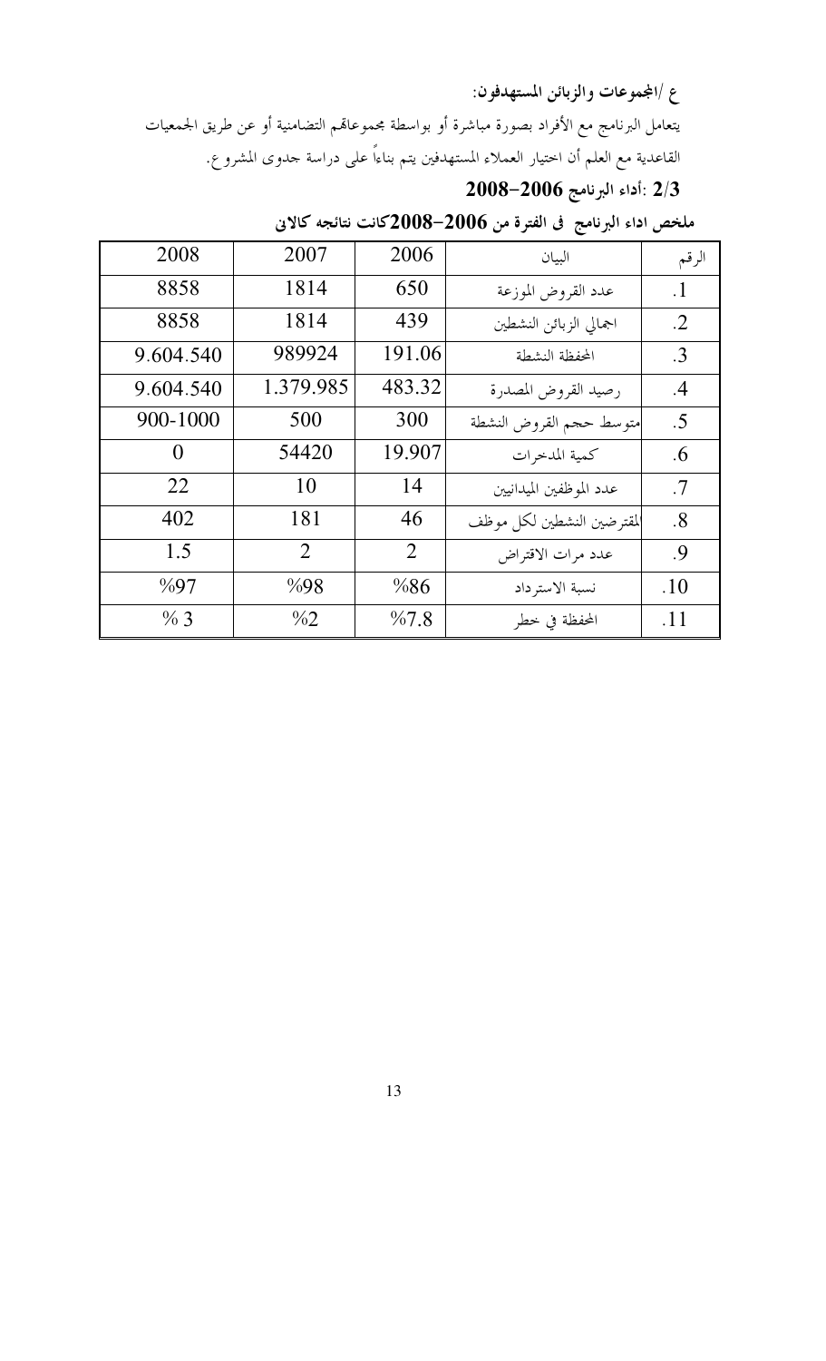**ع /المجموعات والزبائن المستهدفون:**

يتعامل البرنامج مع الأفراد بصورة مباشرة أو بواسطة مجموعاتهم التضامنية أو عن طريق الجمعيات القاعدية مع العلم أن اختيار العملاء المستهدفين يتم بناءاً على دراسة جدوى المشروع.

### 2/3 :أداء البرنامج 2006–2008

**ملخص اداء البرنامج في الفترة من 2006–2008كانت نتائجه كالاتي**

| الرقم | البيان | 2006 | 2007 | 2008 |
|---|---|---|---|---|
| .1 | عدد القروض الموزعة | 650 | 1814 | 8858 |
| .2 | اجمالي الزبائن النشطين | 439 | 1814 | 8858 |
| .3 | المحفظة النشطة | 191.06 | 989924 | 9.604.540 |
| .4 | رصيد القروض المصدرة | 483.32 | 1.379.985 | 9.604.540 |
| .5 | متوسط حجم القروض النشطة | 300 | 500 | 900-1000 |
| .6 | كمية المدخرات | 19.907 | 54420 | 0 |
| .7 | عدد الموظفين الميدانيين | 14 | 10 | 22 |
| .8 | المقترضين النشطين لكل موظف | 46 | 181 | 402 |
| .9 | عدد مرات الاقتراض | 2 | 2 | 1.5 |
| .10 | نسبة الاسترداد | %86 | %98 | %97 |
| .11 | المحفظة في خطر | %7.8 | %2 | % 3 |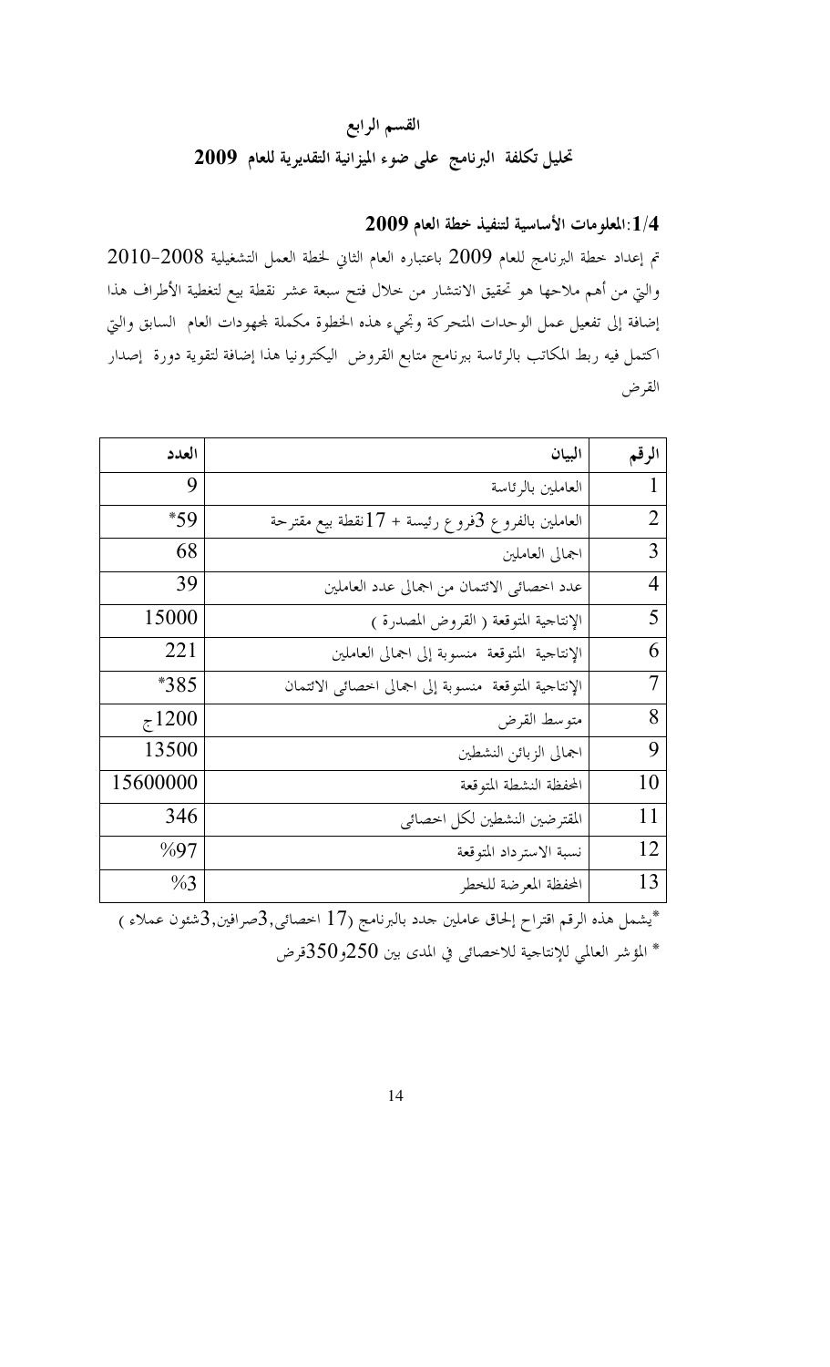## القسم الرابع

## تحليل تكلفة البرنامج على ضوء الميزانية التقديرية للعام 2009

### 1/4:المعلومات الأساسية لتنفيذ خطة العام 2009

تم إعداد خطة البرنامج للعام 2009 باعتباره العام الثاني لخطة العمل التشغيلية 2008-2010 والتي من أهم ملاحها هو تحقيق الانتشار من خلال فتح سبعة عشر نقطة بيع لتغطية الأطراف هذا إضافة إلى تفعيل عمل الوحدات المتحركة وتجيء هذه الخطوة مكملة لمجهودات العام السابق والتي اكتمل فيه ربط المكاتب بالرئاسة ببرنامج متابع القروض اليكترونيا هذا إضافة لتقوية دورة إصدار القرض

| الرقم | البيان | العدد |
|---|---|---|
| 1 | العاملين بالرئاسة | 9 |
| 2 | العاملين بالفروع 3فروع رئيسة + 17نقطة بيع مقترحة | *59 |
| 3 | اجمالى العاملين | 68 |
| 4 | عدد احصائى الائتمان من اجمالى عدد العاملين | 39 |
| 5 | الإنتاجية المتوقعة ( القروض المصدرة ) | 15000 |
| 6 | الإنتاجية المتوقعة منسوبة إلى اجمالى العاملين | 221 |
| 7 | الإنتاجية المتوقعة منسوبة إلى اجمالى احصائى الائتمان | *385 |
| 8 | متوسط القرض | 1200ج |
| 9 | اجمالى الزبائن النشطين | 13500 |
| 10 | المحفظة النشطة المتوقعة | 15600000 |
| 11 | المقترضين النشطين لكل احصائى | 346 |
| 12 | نسبة الاسترداد المتوقعة | %97 |
| 13 | المحفظة المعرضة للخطر | %3 |

*يشمل هذه الرقم اقتراح إلحاق عاملين جدد بالبرنامج (17 احصائى,3صرافين,3شئون عملاء )

* المؤشر العالمي للإنتاجية للاحصائى في المدى بين 250و350قرض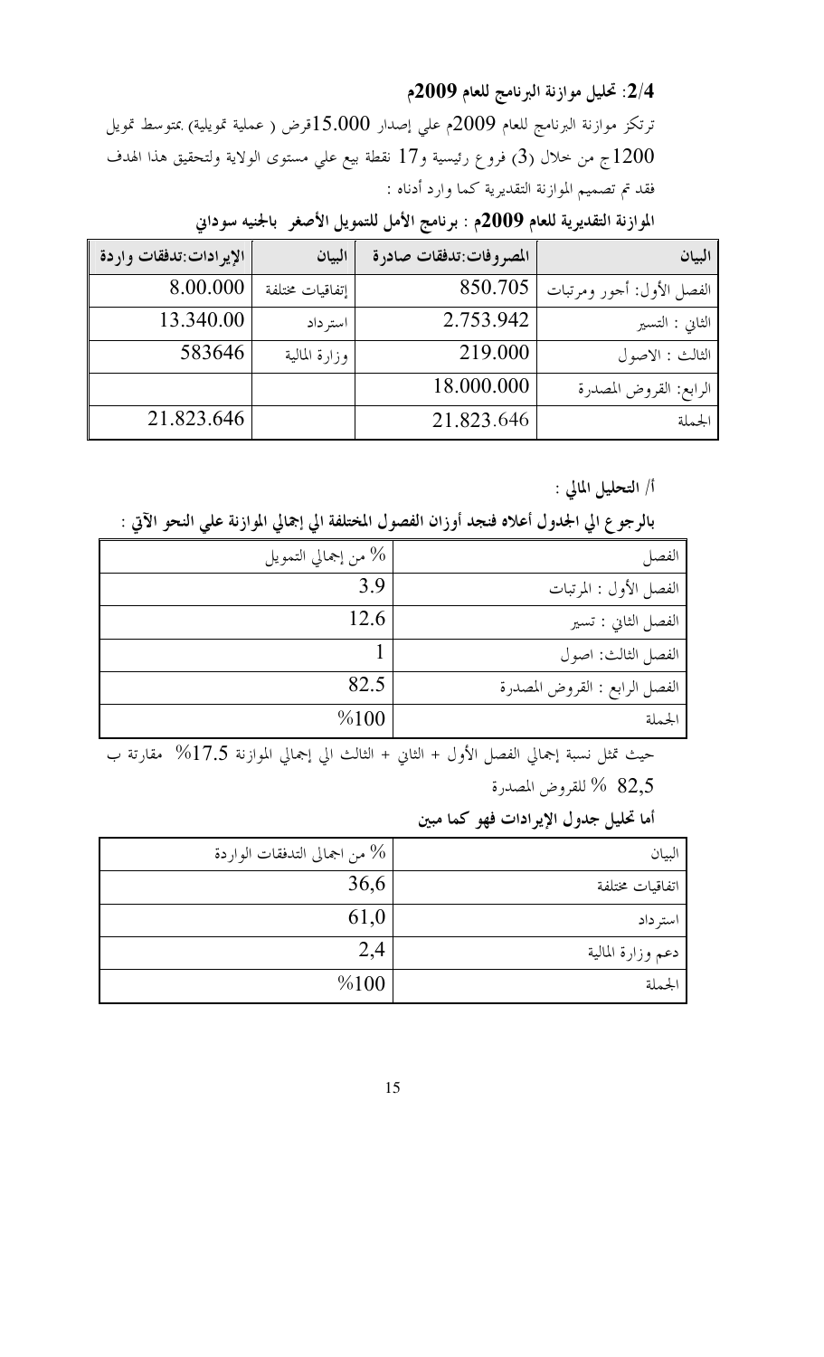### 2/4: تحليل موازنة البرنامج للعام 2009م

ترتكز موازنة البرنامج للعام 2009م علي إصدار 15.000قرض ( عملية تمويلية) بمتوسط تمويل 1200ج من خلال (3) فروع رئيسية و17 نقطة بيع علي مستوى الولاية ولتحقيق هذا الهدف فقد تم تصميم الموازنة التقديرية كما وارد أدناه :

**الموازنة التقديرية للعام 2009م : برنامج الأمل للتمويل الأصغر باالجنيه سوداني**

| البيان | المصروفات:تدفقات صادرة | البيان | الإيرادات:تدفقات واردة |
|---|---|---|---|
| الفصل الأول: أجور ومرتبات | 850.705 | إتفاقيات مختلفة | 8.00.000 |
| الثاني : التسير | 2.753.942 | استرداد | 13.340.00 |
| الثالث : الاصول | 219.000 | وزارة المالية | 583646 |
| الرابع: القروض المصدرة | 18.000.000 | | |
| الجملة | 21.823.646 | | 21.823.646 |

**أ/ التحليل المالي :**

**بالرجوع الي الجدول أعلاه فنجد أوزان الفصول المختلفة الي إجمالي الموازنة علي النحو الآتي :**

| الفصل | % من إجمالي التمويل |
|---|---|
| الفصل الأول : المرتبات | 3.9 |
| الفصل الثاني : تسير | 12.6 |
| الفصل الثالث: اصول | 1 |
| الفصل الرابع : القروض المصدرة | 82.5 |
| الجملة | %100 |

حيث تمثل نسبة إجمالي الفصل الأول + الثاني + الثالث الي إجمالي الموازنة 17.5% مقارنة ب 82,5 % للقروض المصدرة

**أما تحليل جدول الإيرادات فهو كما مبين**

| البيان | % من اجمالي التدفقات الواردة |
|---|---|
| اتفاقيات مختلفة | 36,6 |
| استرداد | 61,0 |
| دعم وزارة المالية | 2,4 |
| الجملة | %100 |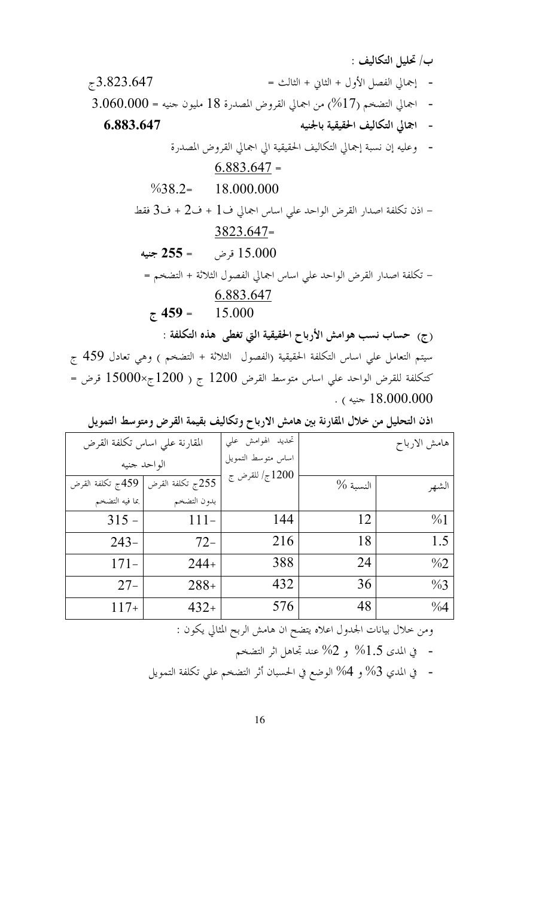ب/ تحليل التكاليف :

- إجمالي الفصل الأول + الثاني + الثالث = 3.823.647ج
- اجمالي التضخم (17%) من اجمالي القروض المصدرة 18 مليون جنيه = 3.060.000
- **اجمالي التكاليف الحقيقية بالجنيه** **6.883.647**
- وعليه إن نسبة إجمالي التكاليف الحقيقية الي اجمالي القروض المصدرة

$$= \frac{6.883.647}{18.000.000} = 38.2\%$$

– اذن تكلفة اصدار القرض الواحد علي اساس اجمالي ف1 + ف2 + ف3 فقط

$$= \frac{3823.647}{15.000 \text{ قرض}} = \textbf{255 جنيه}$$

– تكلفة اصدار القرض الواحد علي اساس اجمالي الفصول الثلاثة + التضخم =

$$\frac{6.883.647}{15.000} = \textbf{459 ج}$$

**(ج) حساب نسب هوامش الأرباح الحقيقية التي تغطى هذه التكلفة :**

سيتم التعامل علي اساس التكلفة الحقيقية (الفصول الثلاثة + التضخم ) وهي تعادل 459 ج كتكلفة للقرض الواحد علي اساس متوسط القرض 1200 ج ( 1200ج×15000 قرض = 18.000.000 جنيه ) .

**اذن التحليل من خلال المقارنة بين هامش الارباح وتكاليف بقيمة القرض ومتوسط التمويل**

| هامش الارباح | | تحديد الهوامش علي اساس متوسط التمويل 1200ج/ للقرض ج | المقارنة علي اساس تكلفة القرض الواحد جنيه | |
|---|---|---|---|---|
| الشهر | النسبة % | | 255ج تكلفة القرض بدون التضخم | 459ج تكلفة القرض بما فيه التضخم |
| 1% | 12 | 144 | -111 | -315 |
| 1.5 | 18 | 216 | -72 | -243 |
| 2% | 24 | 388 | +244 | -171 |
| 3% | 36 | 432 | +288 | -27 |
| 4% | 48 | 576 | +432 | +117 |

ومن خلال بيانات الجدول اعلاه يتضح ان هامش الربح المثالي يكون :

- في المدى 1.5% و 2% عند تجاهل اثر التضخم
- في المدي 3% و 4% الوضع في الحسبان أثر التضخم علي تكلفة التمويل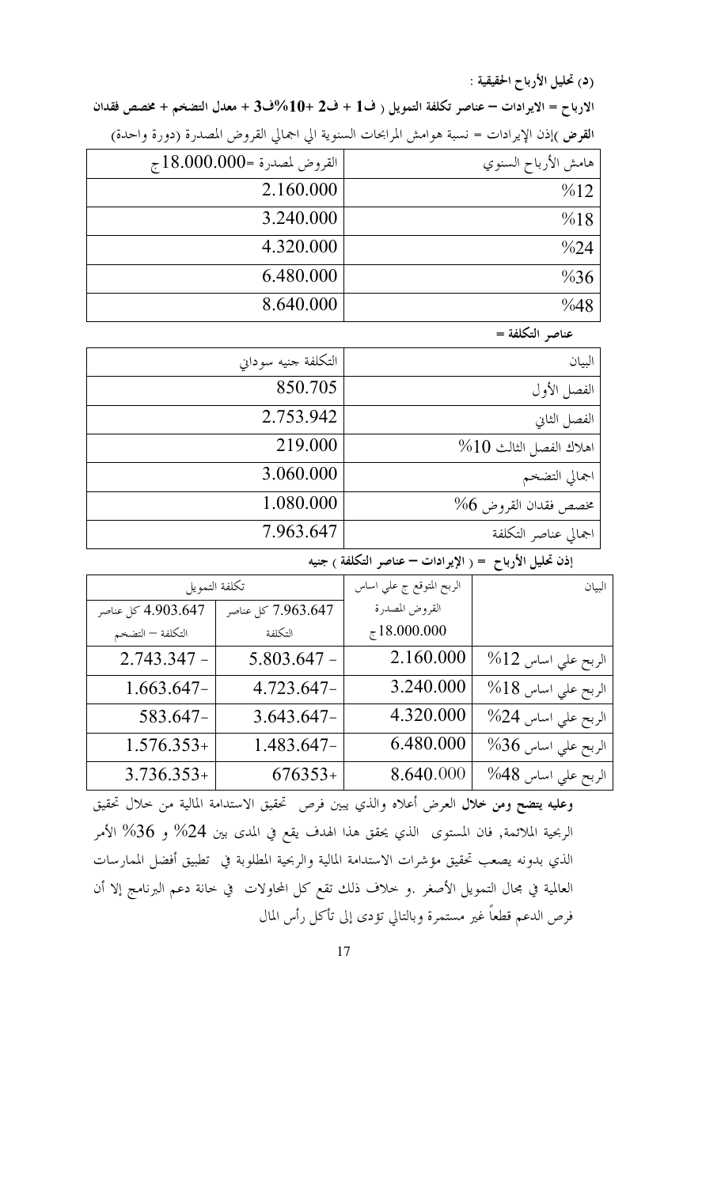**(د) تحليل الأرباح الحقيقية :**

**الارباح = الايرادات – عناصر تكلفة التمويل ( ف1 + ف2 +10%ف3 + معدل التضخم + مخصص فقدان القرض** )إذن الإيرادات = نسبة هوامش المرابحات السنوية الي اجمالي القروض المصدرة (دورة واحدة)

| هامش الأرباح السنوي | القروض لمصدرة =18.000.000ج |
|---|---|
| %12 | 2.160.000 |
| %18 | 3.240.000 |
| %24 | 4.320.000 |
| %36 | 6.480.000 |
| %48 | 8.640.000 |

**عناصر التكلفة =**

| البيان | التكلفة جنيه سوداني |
|---|---|
| الفصل الأول | 850.705 |
| الفصل الثاني | 2.753.942 |
| اهلاك الفصل الثالث 10% | 219.000 |
| اجمالي التضخم | 3.060.000 |
| مخصص فقدان القروض 6% | 1.080.000 |
| اجمالي عناصر التكلفة | 7.963.647 |

**إذن تحليل الأرباح = ( الإيرادات – عناصر التكلفة ) جنيه**

| البيان | الربح المتوقع ج علي اساس القروض المصدرة 18.000.000ج | تكلفة التمويل 7.963.647 كل عناصر التكلفة | تكلفة التمويل 4.903.647 كل عناصر التكلفة – التضخم |
|---|---|---|---|
| الربح علي اساس 12% | 2.160.000 | 5.803.647 - | 2.743.347 - |
| الربح علي اساس 18% | 3.240.000 | 4.723.647- | 1.663.647- |
| الربح علي اساس 24% | 4.320.000 | 3.643.647- | 583.647- |
| الربح علي اساس 36% | 6.480.000 | 1.483.647- | 1.576.353+ |
| الربح علي اساس 48% | 8.640.000 | 676353+ | 3.736.353+ |

**وعليه يتضح ومن خلال** العرض أعلاه والذي يبين فرص تحقيق الاستدامة المالية من خلال تحقيق الربحية الملائمة, فان المستوى الذي يحقق هذا الهدف يقع في المدى بين 24% و 36% الأمر الذي بدونه يصعب تحقيق مؤشرات الاستدامة المالية والربحية المطلوبة في تطبيق أفضل الممارسات العالمية في مجال التمويل الأصغر .و خلاف ذلك تقع كل المحاولات في خانة دعم البرنامج إلا أن فرص الدعم قطعاً غير مستمرة وبالتالي تؤدى إلى تأكل رأس المال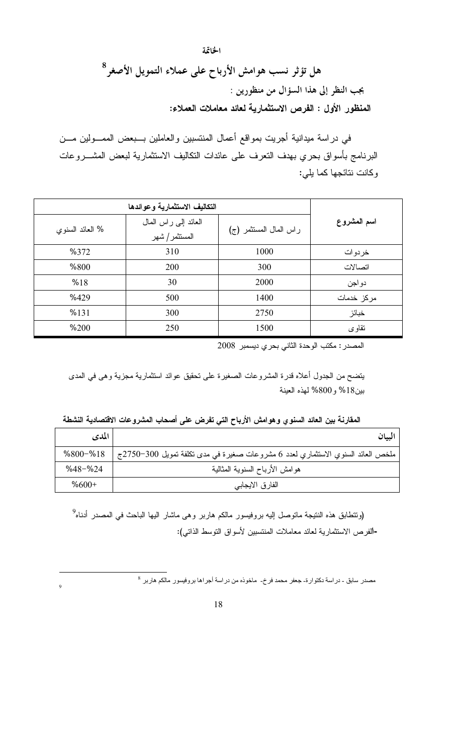الخاتمة

# هل تؤثر نسب هوامش الأرباح على عملاء التمويل الأصغر[8]

**يجب النظر إلى هذا السؤال من منظورين :**

**المنظور الأول : الفرص الاستثمارية لعائد معاملات العملاء:**

في دراسة ميدانية أجريت بمواقع أعمال المنتسبين والعاملين ببعض المسؤولين من البرنامج بأسواق بحري بهدف التعرف على عائدات التكاليف الاستثمارية لبعض المشروعات وكانت نتائجها كما يلي:

| اسم المشروع | التكاليف الاستثمارية وعوائدها | | |
|---|---|---|---|
| | راس المال المستثمر (ج) | العائد إلى راس المال المستثمر/ شهر | % العائد السنوي |
| خردوات | 1000 | 310 | %372 |
| اتصالات | 300 | 200 | %800 |
| دواجن | 2000 | 30 | %18 |
| مركز خدمات | 1400 | 500 | %429 |
| خبائز | 2750 | 300 | %131 |
| تقاوى | 1500 | 250 | %200 |

المصدر: مكتب الوحدة الثاني بحري ديسمبر 2008

يتضح من الجدول أعلاه قدرة المشروعات الصغيرة على تحقيق عوائد استثمارية مجزية وهى في المدى بين18% و800% لهذه العينة

**المقارنة بين العائد السنوي وهوامش الأرباح التي تفرض على أصحاب المشروعات الاقتصادية النشطة**

| البيان | المدى |
|---|---|
| ملخص العائد السنوي الاستثماري لعدد 6 مشروعات صغيرة في مدى تكلفة تمويل 300-2750ج | %18-%800 |
| هوامش الأرباح السنوية المثالية | %24-%48 |
| الفارق الايجابي | %600+ |

(وتتطابق هذه النتيجة ماتوصل إليه بروفيسور مالكم هاربر وهى ماشار اليها الباحث في المصدر أدناه[9]

**-الفرص الاستثمارية لعائد معاملات المنتسبين لأسواق التوسط الذاتي):**

---

[8] مصدر سابق - دراسة دكتوارة- جعفر محمد فرح- ماخوذه من دراسة أجراها بروفيسور مالكم هاربر

[9]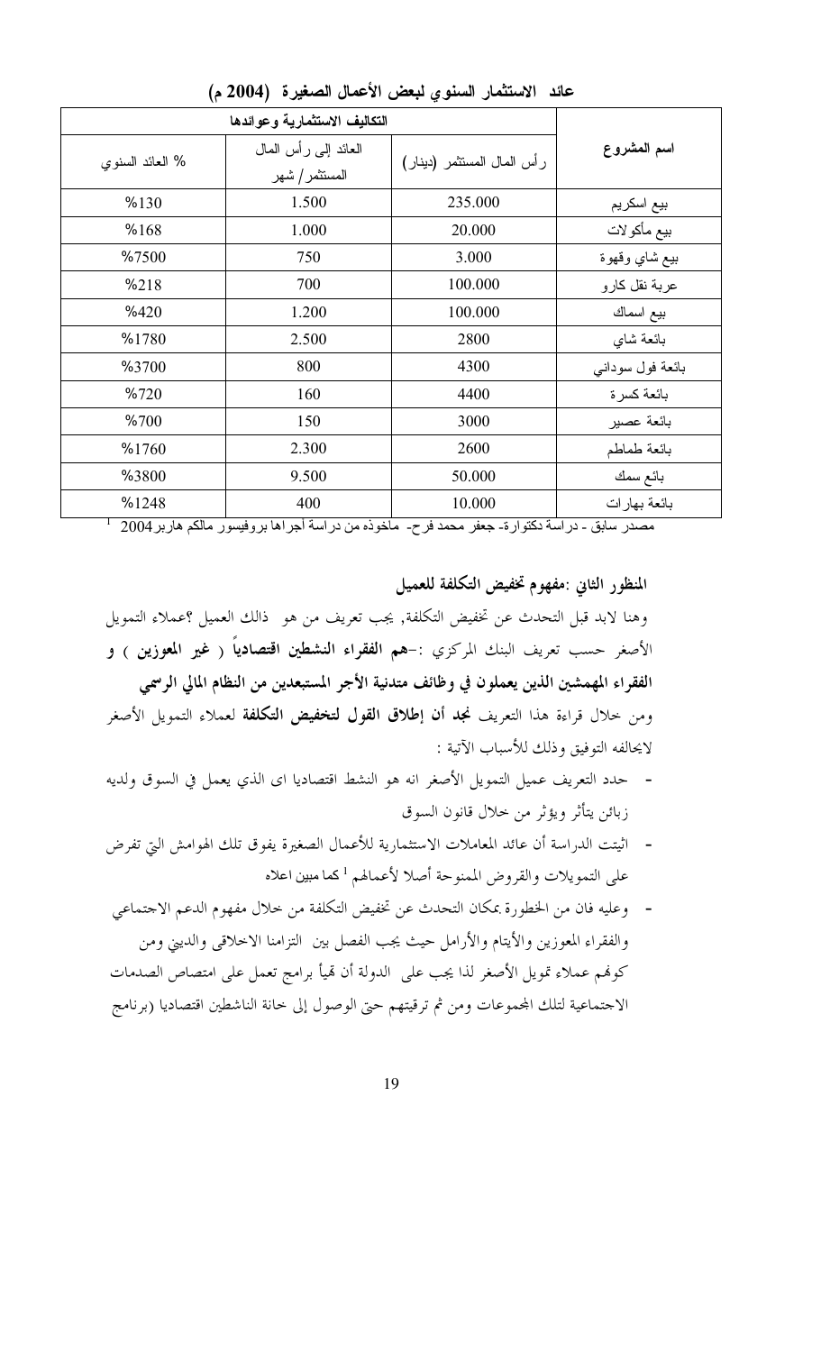## عائد الاستثمار السنوي لبعض الأعمال الصغيرة (2004 م)

| اسم المشروع | التكاليف الاستثمارية وعوائدها | | |
|---|---|---|---|
| | رأس المال المستثمر (دينار) | العائد إلى رأس المال المستثمر / شهر | % العائد السنوي |
| بيع اسكريم | 235.000 | 1.500 | %130 |
| بيع مأكولات | 20.000 | 1.000 | %168 |
| بيع شاي وقهوة | 3.000 | 750 | %7500 |
| عربة نقل كارو | 100.000 | 700 | %218 |
| بيع اسماك | 100.000 | 1.200 | %420 |
| بائعة شاي | 2800 | 2.500 | %1780 |
| بائعة فول سوداني | 4300 | 800 | %3700 |
| بائعة كسرة | 4400 | 160 | %720 |
| بائعة عصير | 3000 | 150 | %700 |
| بائعة طماطم | 2600 | 2.300 | %1760 |
| بائع سمك | 50.000 | 9.500 | %3800 |
| بائعة بهارات | 10.000 | 400 | %1248 |

[1] مصدر سابق - دراسة دكتوارة- جعفر محمد فرح- ماخوذه من دراسة اجراها بروفيسور مالكم هاربر 2004

**المنظور الثاني :مفهوم تخفيض التكلفة للعميل**

وهنا لابد قبل التحدث عن تخفيض التكلفة, يجب تعريف من هو ذالك العميل ؟عملاء التمويل الأصغر حسب تعريف البنك المركزي :-**هم الفقراء النشطين اقتصادياً ( غير المعوزين ) و الفقراء المهمشين الذين يعملون في وظائف متدنية الأجر المستبعدين من النظام المالي الرسمي**

ومن خلال قراءة هذا التعريف **نجد أن إطلاق القول لتخفيض التكلفة** لعملاء التمويل الأصغر لايحالفه التوفيق وذلك للأسباب الآتية :

- حدد التعريف عميل التمويل الأصغر انه هو النشط اقتصاديا اى الذي يعمل في السوق ولديه زبائن يتأثر ويؤثر من خلال قانون السوق
- اثبتت الدراسة أن عائد المعاملات الاستثمارية للأعمال الصغيرة يفوق تلك الهوامش التي تفرض على التمويلات والقروض الممنوحة أصلا لأعمالهم [1] كما مبين اعلاه
- وعليه فان من الخطورة بمكان التحدث عن تخفيض التكلفة من خلال مفهوم الدعم الاجتماعي والفقراء المعوزين والأيتام والأرامل حيث يجب الفصل بين التزامنا الاخلاقى والديني ومن كونهم عملاء تمويل الأصغر لذا يجب على الدولة أن تهيأ برامج تعمل على امتصاص الصدمات الاجتماعية لتلك المجموعات ومن ثم ترقيتهم حتى الوصول إلى خانة الناشطين اقتصاديا (برنامج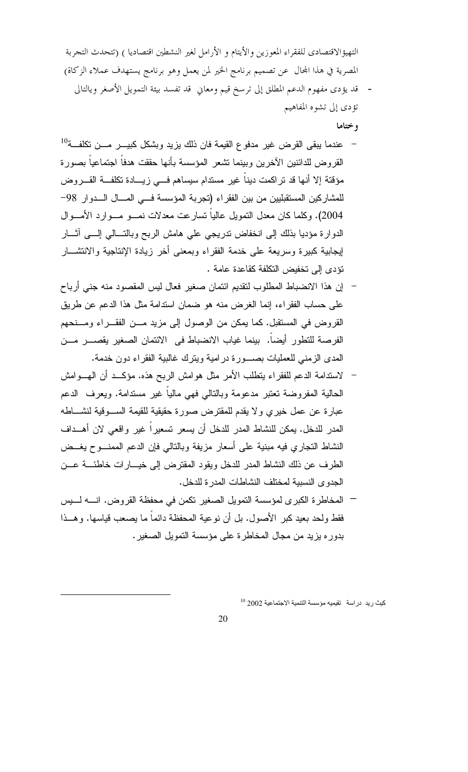التهيؤ الاقتصادى للفقراء المعوزين والأيتام و الأرامل لغير النشطين اقتصاديا ) (تتحدث التجربة المصرية في هذا المجال عن تصميم برنامج الخير لمن يعمل وهو برنامج يستهدف عملاء الزكاة)

- قد يؤدى مفهوم الدعم المطلق إلى ترسخ قيم ومعاني قد تفسد بيئة التمويل الأصغر وبالتالى تؤدى إلى تشوه المفاهيم

**وختاما**

- عندما يبقى القرض غير مدفوع القيمة فان ذلك يزيد وبشكل كبير من تكلفة[10] القروض للدائنين الآخرين وبينما تشعر المؤسسة بأنها حققت هدفاً اجتماعياً بصورة مؤقتة إلا أنها قد تراكمت ديناً غير مستدام سيساهم في زيادة تكلفة القروض للمشاركين المستقبليين من بين الفقراء (تجربة المؤسسة في المال الدوار 98-2004). وكلما كان معدل التمويل عالياً تسارعت معدلات نمو موارد الأموال الدوارة مؤديا بذلك إلى انخفاض تدريجي على هامش الربح وبالتالي إلى آثار إيجابية كبيرة وسريعة على خدمة الفقراء وبمعنى أخر زيادة الإنتاجية والانتشار تؤدى إلى تخفيض التكلفة كقاعدة عامة .
- إن هذا الانضباط المطلوب لتقديم ائتمان صغير فعال ليس المقصود منه جني أرباح على حساب الفقراء، إنما الغرض منه هو ضمان استدامة مثل هذا الدعم عن طريق القروض في المستقبل. كما يمكن من الوصول إلى مزيد من الفقراء ومنحهم الفرصة للتطور أيضاً. بينما غياب الانضباط فى الائتمان الصغير يقصر من المدى الزمني للعمليات بصورة درامية ويترك غالبية الفقراء دون خدمة.
- لاستدامة الدعم للفقراء يتطلب الأمر مثل هوامش الربح هذه. مؤكد أن الهوامش الحالية المفروضة تعتبر مدعومة وبالتالي فهي مالياً غير مستدامة. ويعرف الدعم عبارة عن عمل خيري ولا يقدم للمقترض صورة حقيقية للقيمة السوقية لنشاطه المدر للدخل. يمكن للنشاط المدر للدخل أن يسعر تسعيراً غير واقعي لان أهداف النشاط التجاري فيه مبنية على أسعار مزيفة وبالتالي فإن الدعم الممنوح يغض الطرف عن ذلك النشاط المدر للدخل ويقود المقترض إلى خيارات خاطئة عن الجدوى النسبية لمختلف النشاطات المدرة للدخل.
- المخاطرة الكبرى لمؤسسة التمويل الصغير تكمن في محفظة القروض. انه ليس فقط ولحد بعيد كبر الأصول. بل أن نوعية المحفظة دائماً ما يصعب قياسها. وهذا بدوره يزيد من مجال المخاطرة على مؤسسة التمويل الصغير.

---

[10] كيث ريد دراسة تقيميه مؤسسة التنمية الاجتماعية 2002